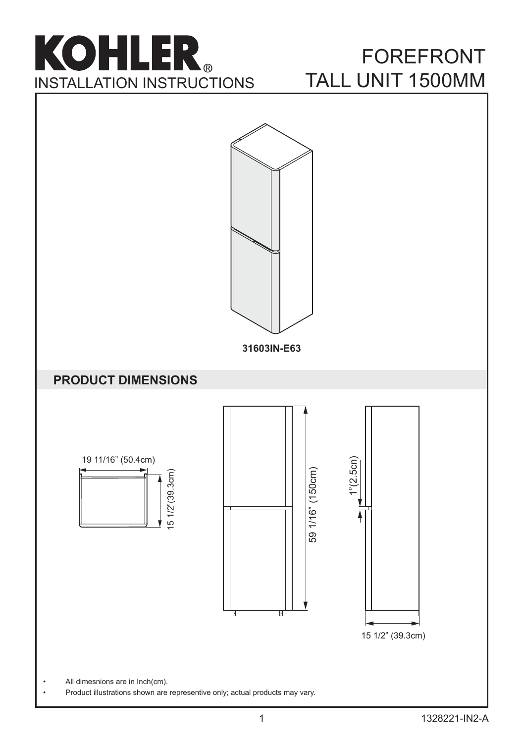# KOHLER®

INSTALLATION INSTRUCTIONS

# FOREFRONT TALL UNIT 1500MM

31603IN-E63

## PRODUCT DIMENSIONS

19 11/16" (50.4cm)

15 1/2"(39.3cm)

59 1/16" (150cm)

1"(2.5cn)

15 1/2" (39.3cm)

- All dimesnions are in Inch(cm).
- Product illustrations shown are representive only; actual products may vary.

1328221-IN2-A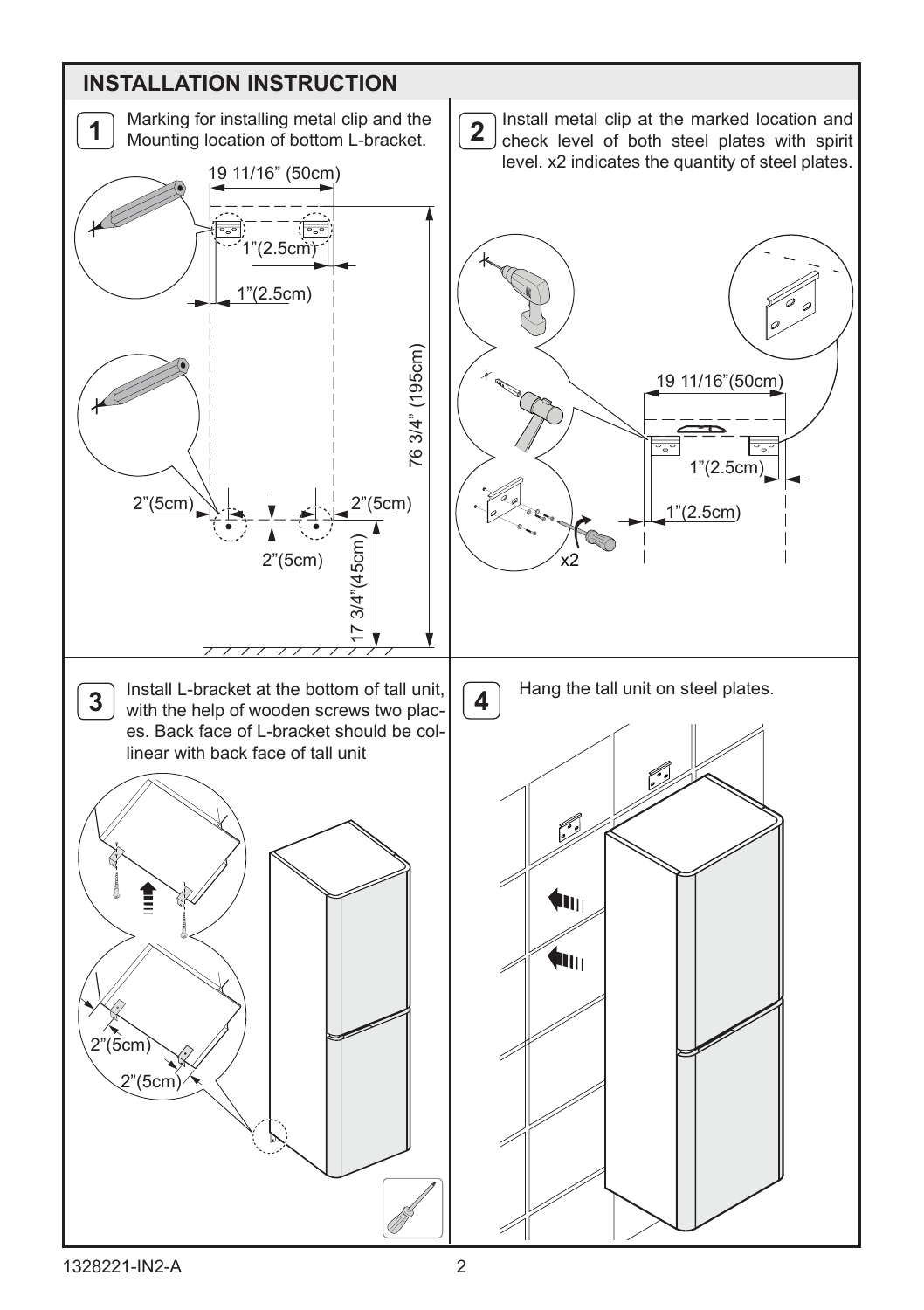## INSTALLATION INSTRUCTION

**1** Marking for installing metal clip and the Mounting location of bottom L-bracket.

19 11/16" (50cm)

1"(2.5cm)

1"(2.5cm)

76 3/4" (195cm)

2"(5cm)

2"(5cm)

2"(5cm)

17 3/4"(45cm)

**2** Install metal clip at the marked location and check level of both steel plates with spirit level. x2 indicates the quantity of steel plates.

19 11/16"(50cm)

1"(2.5cm)

1"(2.5cm)

x2

**3** Install L-bracket at the bottom of tall unit, with the help of wooden screws two places. Back face of L-bracket should be collinear with back face of tall unit

2"(5cm)

2"(5cm)

**4** Hang the tall unit on steel plates.

1328221-IN2-A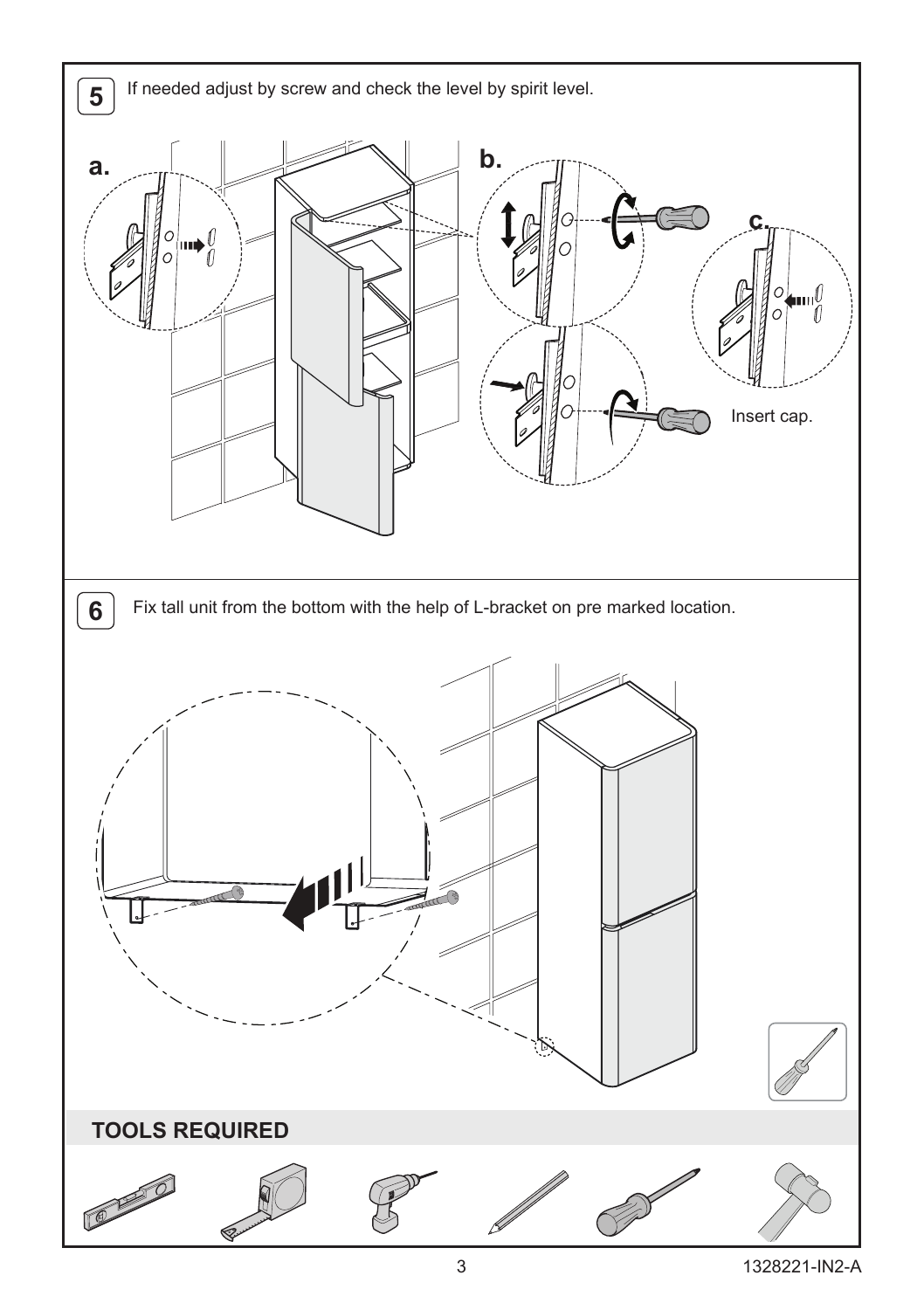**5** If needed adjust by screw and check the level by spirit level.

a.

b.

c.

Insert cap.

**6** Fix tall unit from the bottom with the help of L-bracket on pre marked location.

## TOOLS REQUIRED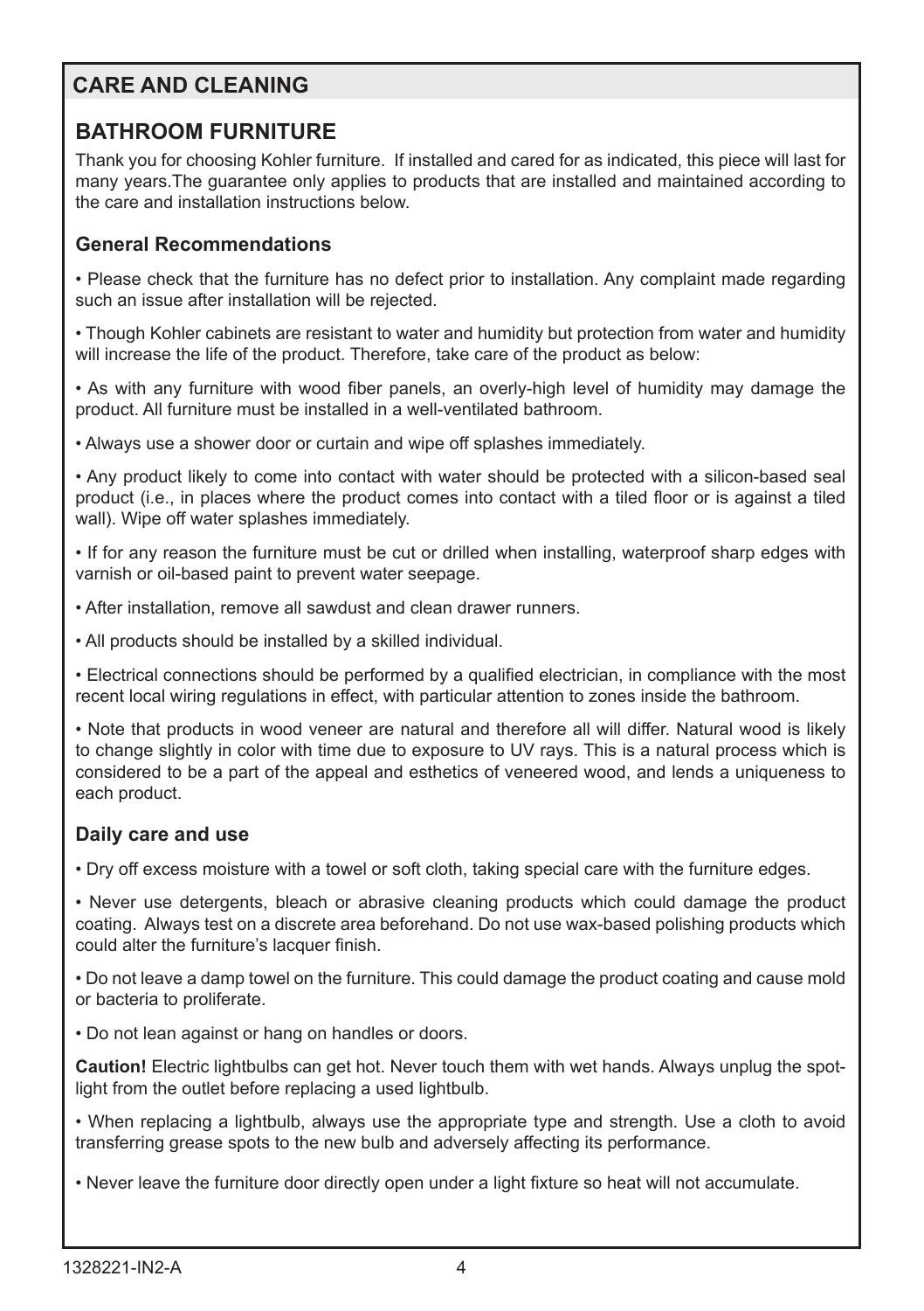## CARE AND CLEANING

### BATHROOM FURNITURE

Thank you for choosing Kohler furniture. If installed and cared for as indicated, this piece will last for many years.The guarantee only applies to products that are installed and maintained according to the care and installation instructions below.

#### General Recommendations

• Please check that the furniture has no defect prior to installation. Any complaint made regarding such an issue after installation will be rejected.

• Though Kohler cabinets are resistant to water and humidity but protection from water and humidity will increase the life of the product. Therefore, take care of the product as below:

• As with any furniture with wood fiber panels, an overly-high level of humidity may damage the product. All furniture must be installed in a well-ventilated bathroom.

• Always use a shower door or curtain and wipe off splashes immediately.

• Any product likely to come into contact with water should be protected with a silicon-based seal product (i.e., in places where the product comes into contact with a tiled floor or is against a tiled wall). Wipe off water splashes immediately.

• If for any reason the furniture must be cut or drilled when installing, waterproof sharp edges with varnish or oil-based paint to prevent water seepage.

• After installation, remove all sawdust and clean drawer runners.

• All products should be installed by a skilled individual.

• Electrical connections should be performed by a qualified electrician, in compliance with the most recent local wiring regulations in effect, with particular attention to zones inside the bathroom.

• Note that products in wood veneer are natural and therefore all will differ. Natural wood is likely to change slightly in color with time due to exposure to UV rays. This is a natural process which is considered to be a part of the appeal and esthetics of veneered wood, and lends a uniqueness to each product.

#### Daily care and use

• Dry off excess moisture with a towel or soft cloth, taking special care with the furniture edges.

• Never use detergents, bleach or abrasive cleaning products which could damage the product coating. Always test on a discrete area beforehand. Do not use wax-based polishing products which could alter the furniture's lacquer finish.

• Do not leave a damp towel on the furniture. This could damage the product coating and cause mold or bacteria to proliferate.

• Do not lean against or hang on handles or doors.

**Caution!** Electric lightbulbs can get hot. Never touch them with wet hands. Always unplug the spot-light from the outlet before replacing a used lightbulb.

• When replacing a lightbulb, always use the appropriate type and strength. Use a cloth to avoid transferring grease spots to the new bulb and adversely affecting its performance.

• Never leave the furniture door directly open under a light fixture so heat will not accumulate.

1328221-IN2-A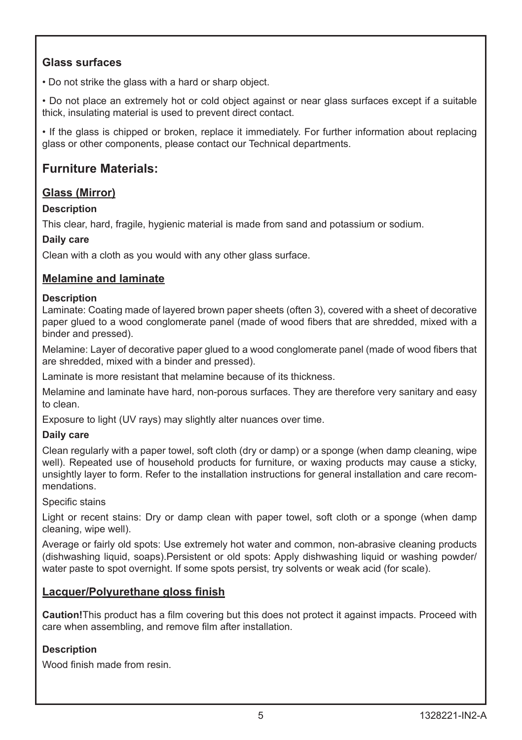### Glass surfaces

- Do not strike the glass with a hard or sharp object.
- Do not place an extremely hot or cold object against or near glass surfaces except if a suitable thick, insulating material is used to prevent direct contact.
- If the glass is chipped or broken, replace it immediately. For further information about replacing glass or other components, please contact our Technical departments.

## Furniture Materials:

### Glass (Mirror)

**Description**

This clear, hard, fragile, hygienic material is made from sand and potassium or sodium.

**Daily care**

Clean with a cloth as you would with any other glass surface.

### Melamine and laminate

**Description**

Laminate: Coating made of layered brown paper sheets (often 3), covered with a sheet of decorative paper glued to a wood conglomerate panel (made of wood fibers that are shredded, mixed with a binder and pressed).

Melamine: Layer of decorative paper glued to a wood conglomerate panel (made of wood fibers that are shredded, mixed with a binder and pressed).

Laminate is more resistant that melamine because of its thickness.

Melamine and laminate have hard, non-porous surfaces. They are therefore very sanitary and easy to clean.

Exposure to light (UV rays) may slightly alter nuances over time.

**Daily care**

Clean regularly with a paper towel, soft cloth (dry or damp) or a sponge (when damp cleaning, wipe well). Repeated use of household products for furniture, or waxing products may cause a sticky, unsightly layer to form. Refer to the installation instructions for general installation and care recommendations.

Specific stains

Light or recent stains: Dry or damp clean with paper towel, soft cloth or a sponge (when damp cleaning, wipe well).

Average or fairly old spots: Use extremely hot water and common, non-abrasive cleaning products (dishwashing liquid, soaps).Persistent or old spots: Apply dishwashing liquid or washing powder/ water paste to spot overnight. If some spots persist, try solvents or weak acid (for scale).

### Lacquer/Polyurethane gloss finish

**Caution!**This product has a film covering but this does not protect it against impacts. Proceed with care when assembling, and remove film after installation.

**Description**

Wood finish made from resin.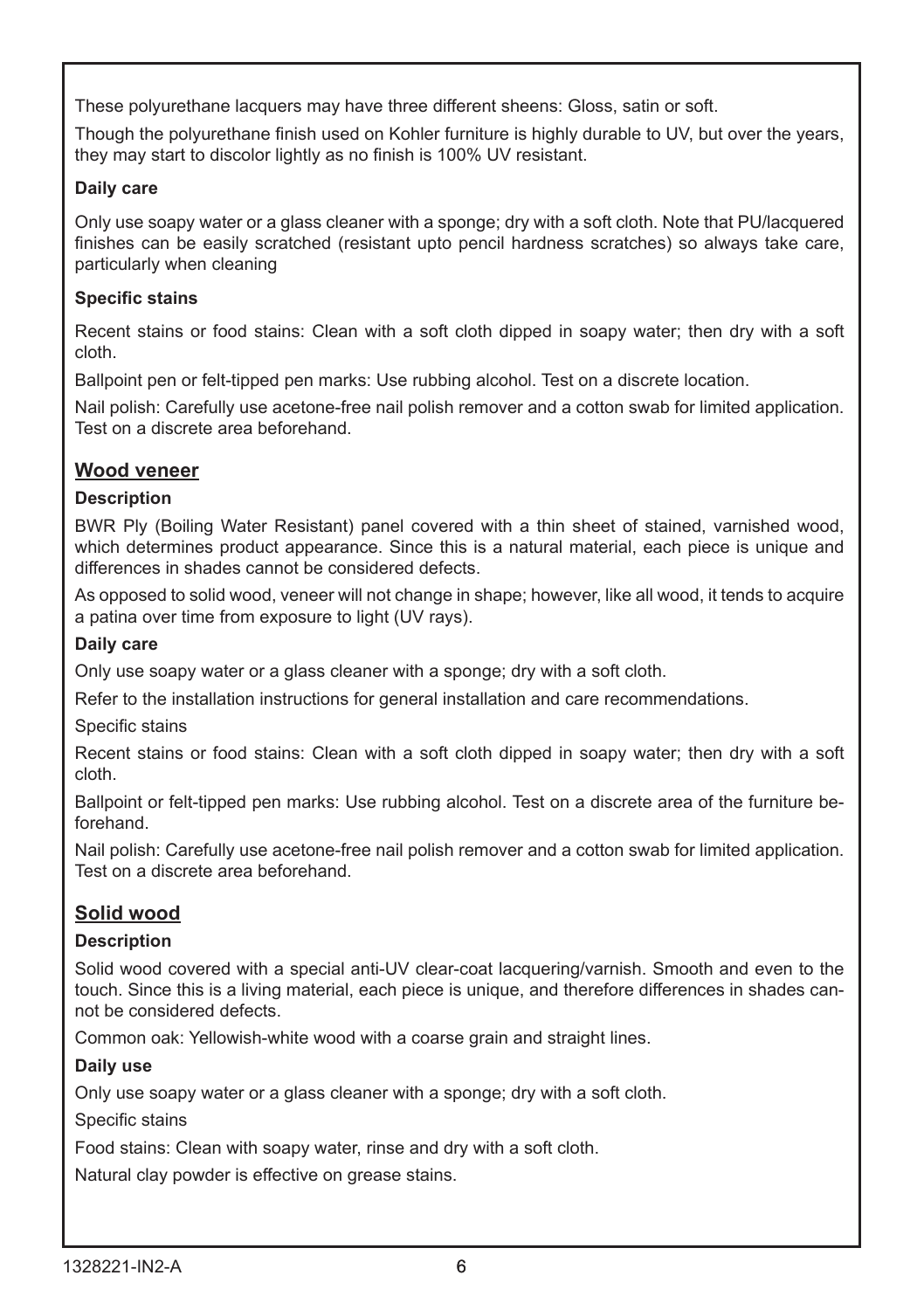These polyurethane lacquers may have three different sheens: Gloss, satin or soft.

Though the polyurethane finish used on Kohler furniture is highly durable to UV, but over the years, they may start to discolor lightly as no finish is 100% UV resistant.

**Daily care**

Only use soapy water or a glass cleaner with a sponge; dry with a soft cloth. Note that PU/lacquered finishes can be easily scratched (resistant upto pencil hardness scratches) so always take care, particularly when cleaning

**Specific stains**

Recent stains or food stains: Clean with a soft cloth dipped in soapy water; then dry with a soft cloth.

Ballpoint pen or felt-tipped pen marks: Use rubbing alcohol. Test on a discrete location.

Nail polish: Carefully use acetone-free nail polish remover and a cotton swab for limited application. Test on a discrete area beforehand.

## Wood veneer

**Description**

BWR Ply (Boiling Water Resistant) panel covered with a thin sheet of stained, varnished wood, which determines product appearance. Since this is a natural material, each piece is unique and differences in shades cannot be considered defects.

As opposed to solid wood, veneer will not change in shape; however, like all wood, it tends to acquire a patina over time from exposure to light (UV rays).

**Daily care**

Only use soapy water or a glass cleaner with a sponge; dry with a soft cloth.

Refer to the installation instructions for general installation and care recommendations.

Specific stains

Recent stains or food stains: Clean with a soft cloth dipped in soapy water; then dry with a soft cloth.

Ballpoint or felt-tipped pen marks: Use rubbing alcohol. Test on a discrete area of the furniture beforehand.

Nail polish: Carefully use acetone-free nail polish remover and a cotton swab for limited application. Test on a discrete area beforehand.

## Solid wood

**Description**

Solid wood covered with a special anti-UV clear-coat lacquering/varnish. Smooth and even to the touch. Since this is a living material, each piece is unique, and therefore differences in shades cannot be considered defects.

Common oak: Yellowish-white wood with a coarse grain and straight lines.

**Daily use**

Only use soapy water or a glass cleaner with a sponge; dry with a soft cloth.

Specific stains

Food stains: Clean with soapy water, rinse and dry with a soft cloth.

Natural clay powder is effective on grease stains.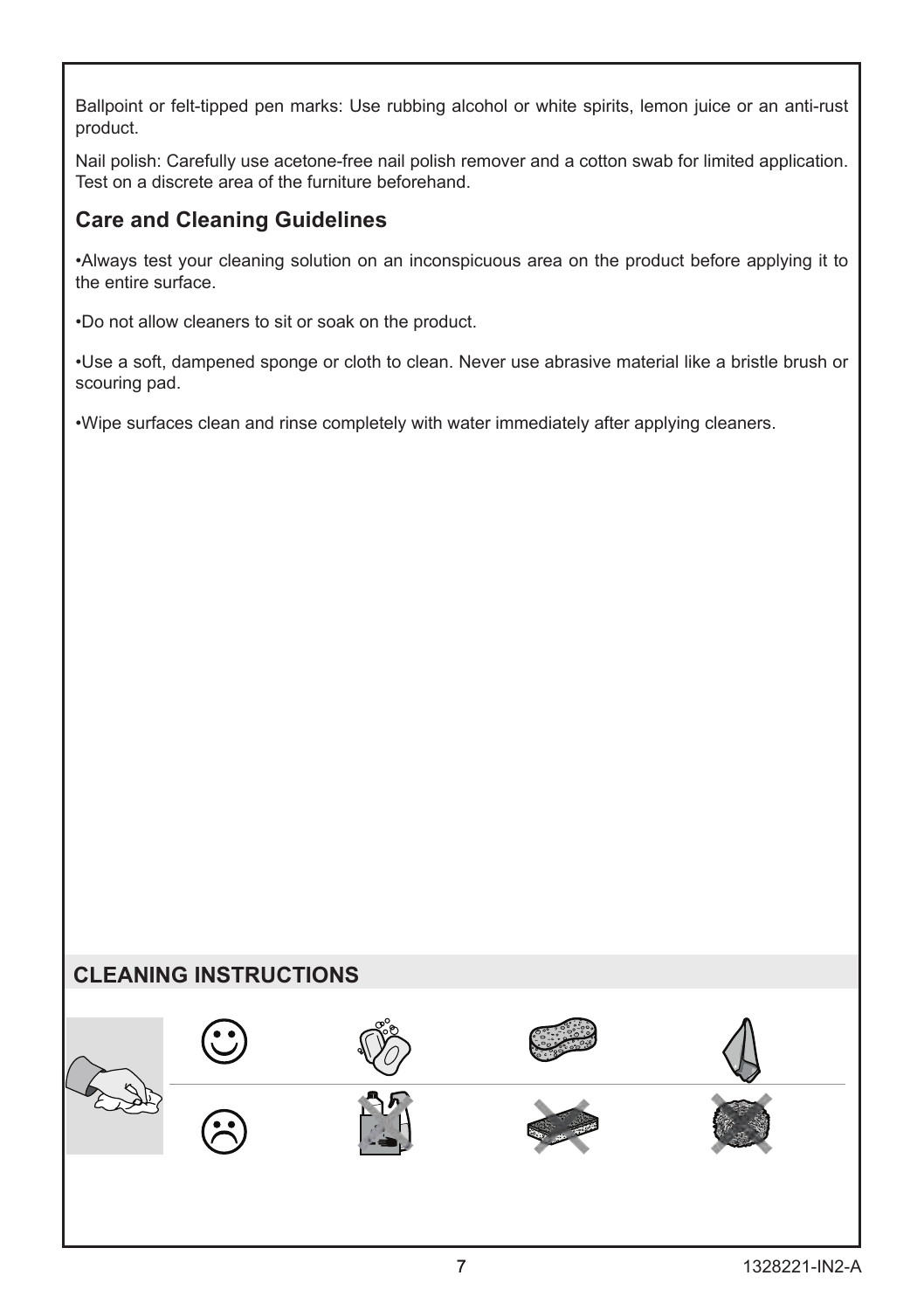Ballpoint or felt-tipped pen marks: Use rubbing alcohol or white spirits, lemon juice or an anti-rust product.

Nail polish: Carefully use acetone-free nail polish remover and a cotton swab for limited application. Test on a discrete area of the furniture beforehand.

## Care and Cleaning Guidelines

•Always test your cleaning solution on an inconspicuous area on the product before applying it to the entire surface.

•Do not allow cleaners to sit or soak on the product.

•Use a soft, dampened sponge or cloth to clean. Never use abrasive material like a bristle brush or scouring pad.

•Wipe surfaces clean and rinse completely with water immediately after applying cleaners.

## CLEANING INSTRUCTIONS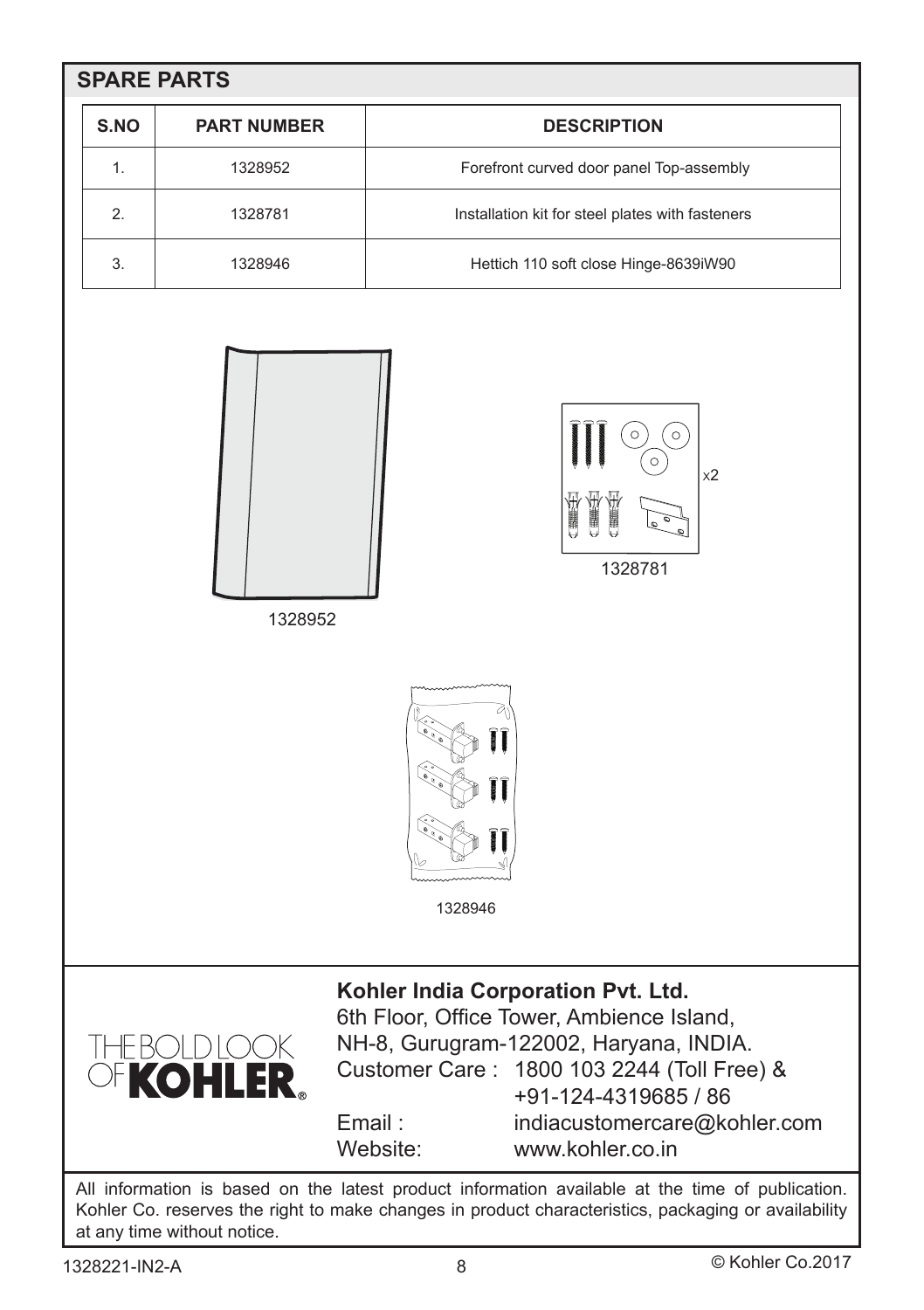## SPARE PARTS

| S.NO | PART NUMBER | DESCRIPTION |
|---|---|---|
| 1. | 1328952 | Forefront curved door panel Top-assembly |
| 2. | 1328781 | Installation kit for steel plates with fasteners |
| 3. | 1328946 | Hettich 110 soft close Hinge-8639iW90 |

1328952

x2

1328781

1328946

THE BOLD LOOK OF **KOHLER**®

**Kohler India Corporation Pvt. Ltd.**
6th Floor, Office Tower, Ambience Island,
NH-8, Gurugram-122002, Haryana, INDIA.
Customer Care : 1800 103 2244 (Toll Free) & +91-124-4319685 / 86
Email : indiacustomercare@kohler.com
Website: www.kohler.co.in

All information is based on the latest product information available at the time of publication. Kohler Co. reserves the right to make changes in product characteristics, packaging or availability at any time without notice.

1328221-IN2-A

© Kohler Co.2017